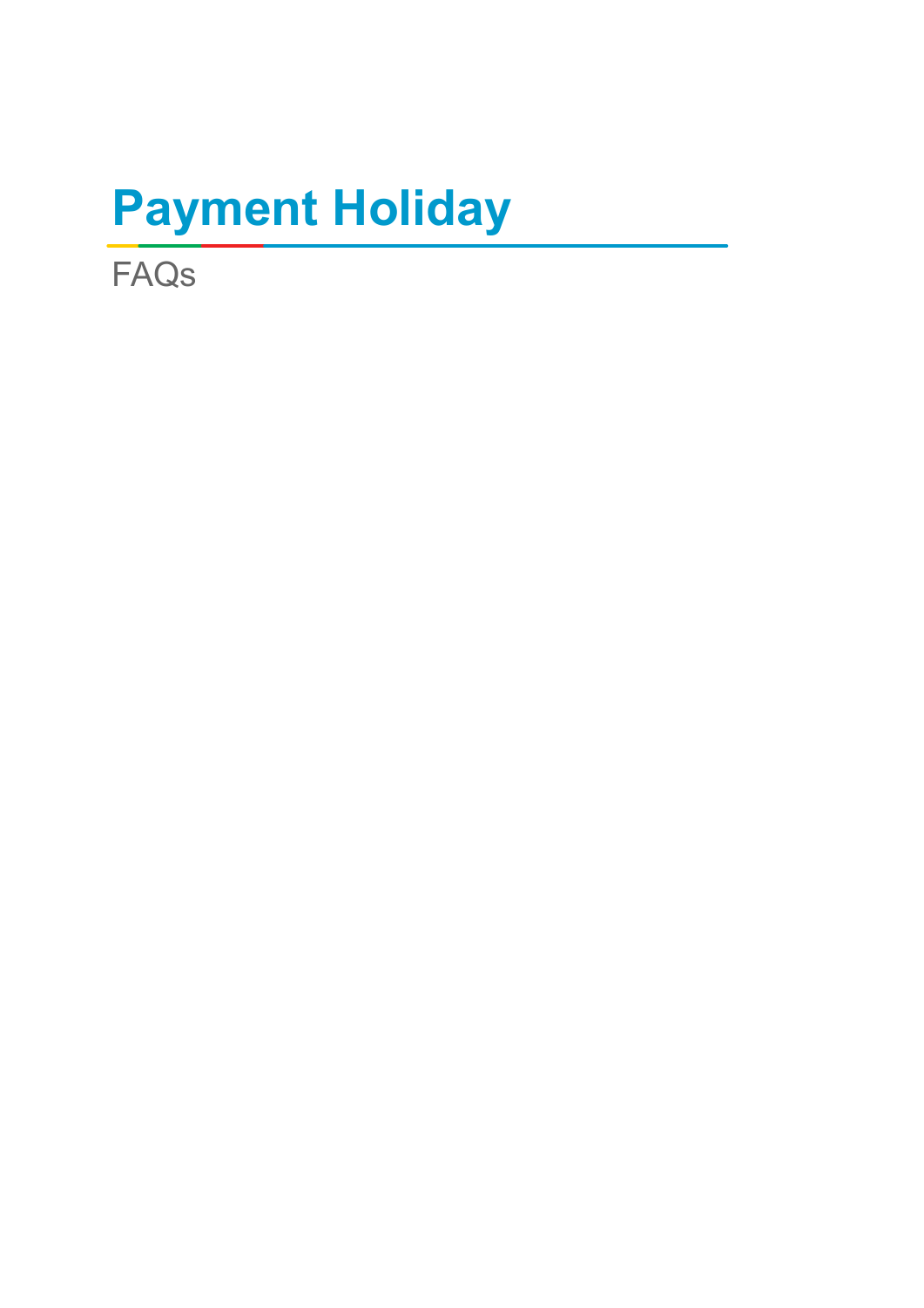# Payment Holiday

FAQs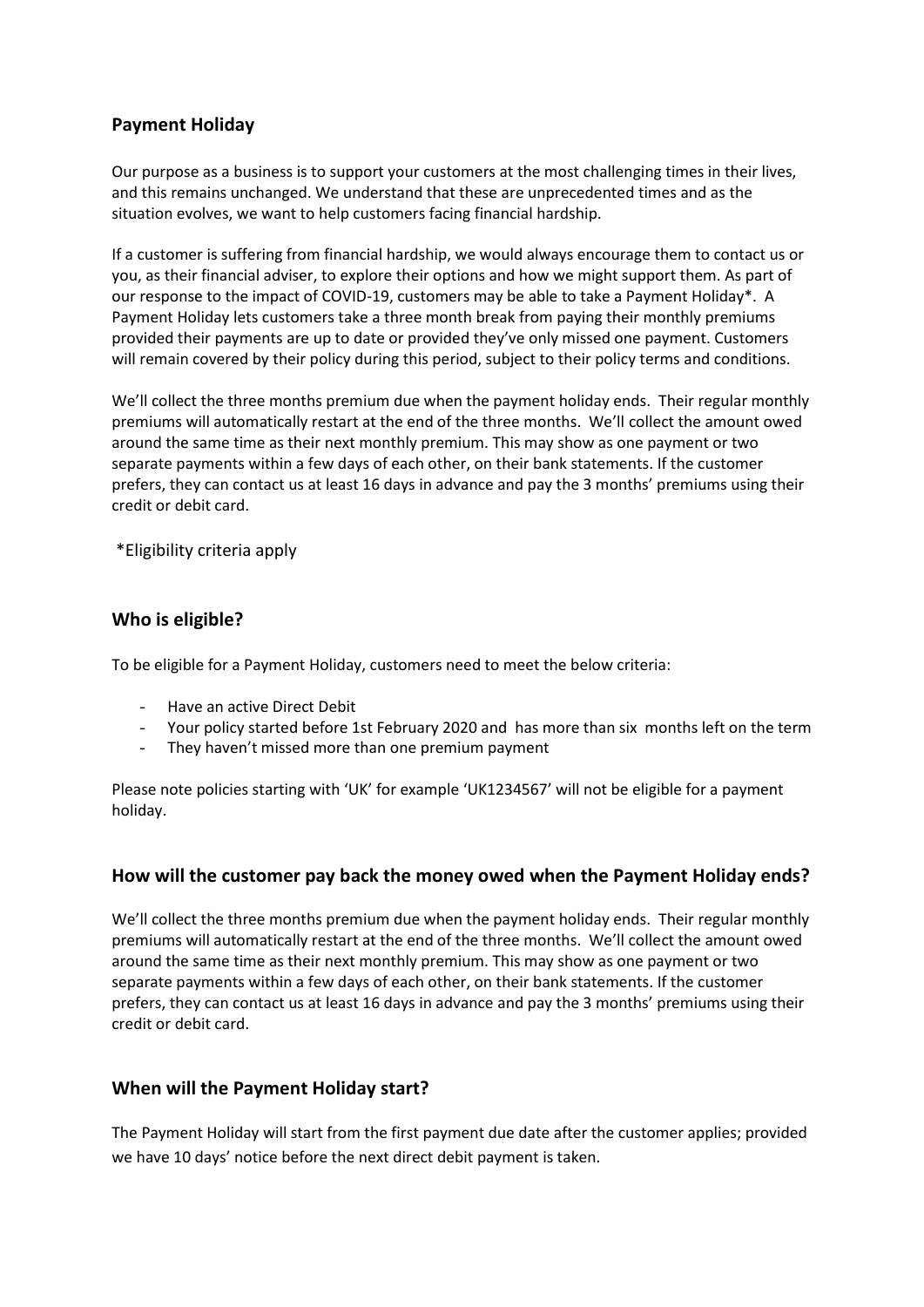## Payment Holiday

Our purpose as a business is to support your customers at the most challenging times in their lives, and this remains unchanged. We understand that these are unprecedented times and as the situation evolves, we want to help customers facing financial hardship.

If a customer is suffering from financial hardship, we would always encourage them to contact us or you, as their financial adviser, to explore their options and how we might support them. As part of our response to the impact of COVID-19, customers may be able to take a Payment Holiday*. A Payment Holiday lets customers take a three month break from paying their monthly premiums provided their payments are up to date or provided they've only missed one payment. Customers will remain covered by their policy during this period, subject to their policy terms and conditions.

We'll collect the three months premium due when the payment holiday ends. Their regular monthly premiums will automatically restart at the end of the three months. We'll collect the amount owed around the same time as their next monthly premium. This may show as one payment or two separate payments within a few days of each other, on their bank statements. If the customer prefers, they can contact us at least 16 days in advance and pay the 3 months' premiums using their credit or debit card.

*Eligibility criteria apply

## Who is eligible?

To be eligible for a Payment Holiday, customers need to meet the below criteria:

- Have an active Direct Debit
- Your policy started before 1st February 2020 and has more than six months left on the term
- They haven't missed more than one premium payment

Please note policies starting with 'UK' for example 'UK1234567' will not be eligible for a payment holiday.

## How will the customer pay back the money owed when the Payment Holiday ends?

We'll collect the three months premium due when the payment holiday ends. Their regular monthly premiums will automatically restart at the end of the three months. We'll collect the amount owed around the same time as their next monthly premium. This may show as one payment or two separate payments within a few days of each other, on their bank statements. If the customer prefers, they can contact us at least 16 days in advance and pay the 3 months' premiums using their credit or debit card.

## When will the Payment Holiday start?

The Payment Holiday will start from the first payment due date after the customer applies; provided we have 10 days' notice before the next direct debit payment is taken.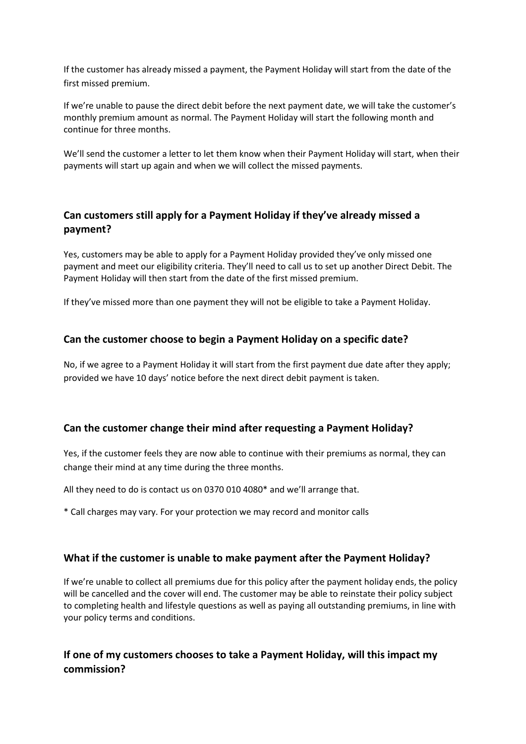If the customer has already missed a payment, the Payment Holiday will start from the date of the first missed premium.

If we're unable to pause the direct debit before the next payment date, we will take the customer's monthly premium amount as normal. The Payment Holiday will start the following month and continue for three months.

We'll send the customer a letter to let them know when their Payment Holiday will start, when their payments will start up again and when we will collect the missed payments.

## Can customers still apply for a Payment Holiday if they've already missed a payment?

Yes, customers may be able to apply for a Payment Holiday provided they've only missed one payment and meet our eligibility criteria. They'll need to call us to set up another Direct Debit. The Payment Holiday will then start from the date of the first missed premium.

If they've missed more than one payment they will not be eligible to take a Payment Holiday.

## Can the customer choose to begin a Payment Holiday on a specific date?

No, if we agree to a Payment Holiday it will start from the first payment due date after they apply; provided we have 10 days' notice before the next direct debit payment is taken.

## Can the customer change their mind after requesting a Payment Holiday?

Yes, if the customer feels they are now able to continue with their premiums as normal, they can change their mind at any time during the three months.

All they need to do is contact us on 0370 010 4080* and we'll arrange that.

* Call charges may vary. For your protection we may record and monitor calls

## What if the customer is unable to make payment after the Payment Holiday?

If we're unable to collect all premiums due for this policy after the payment holiday ends, the policy will be cancelled and the cover will end. The customer may be able to reinstate their policy subject to completing health and lifestyle questions as well as paying all outstanding premiums, in line with your policy terms and conditions.

## If one of my customers chooses to take a Payment Holiday, will this impact my commission?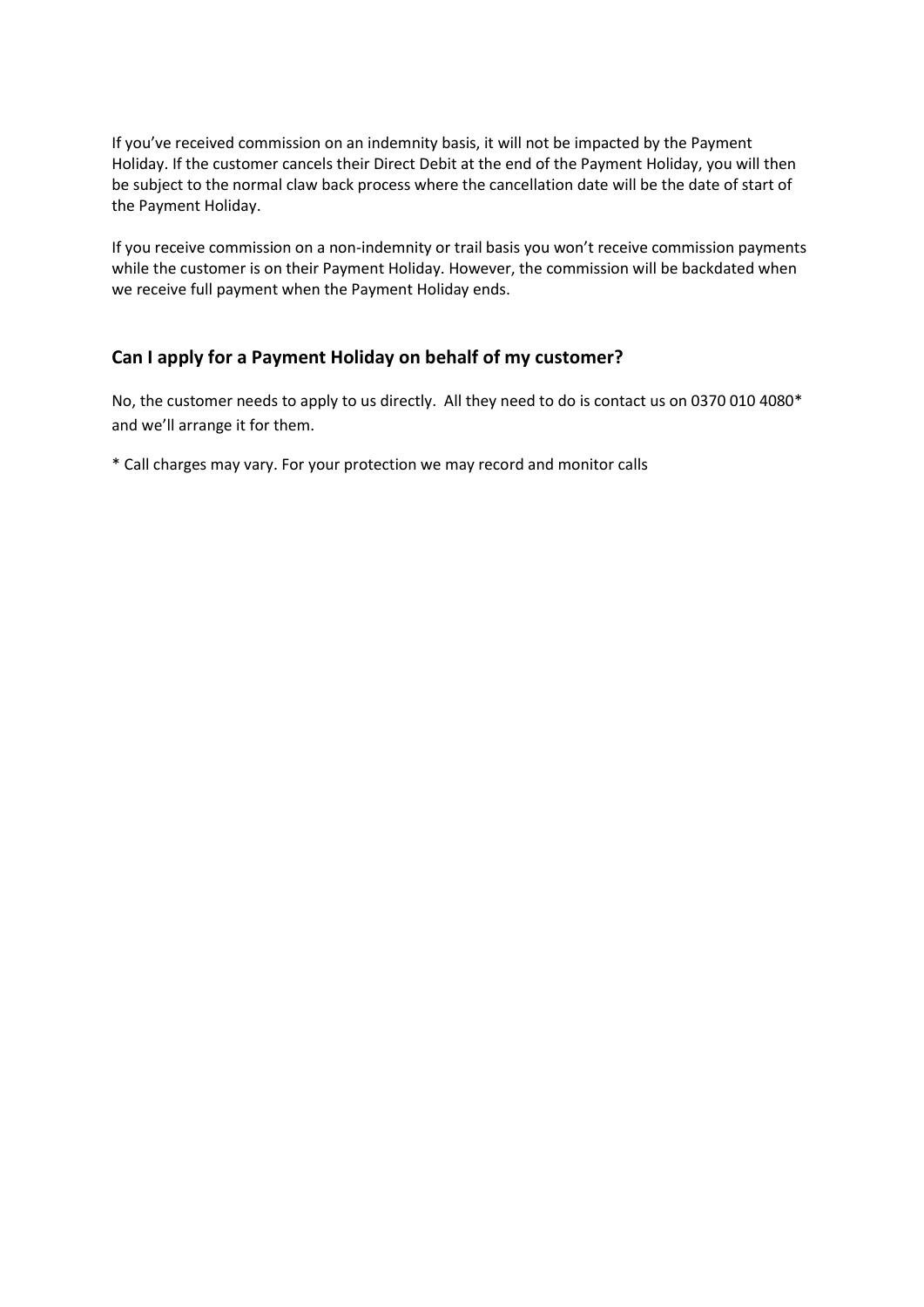If you've received commission on an indemnity basis, it will not be impacted by the Payment Holiday. If the customer cancels their Direct Debit at the end of the Payment Holiday, you will then be subject to the normal claw back process where the cancellation date will be the date of start of the Payment Holiday.

If you receive commission on a non-indemnity or trail basis you won't receive commission payments while the customer is on their Payment Holiday. However, the commission will be backdated when we receive full payment when the Payment Holiday ends.

## Can I apply for a Payment Holiday on behalf of my customer?

No, the customer needs to apply to us directly. All they need to do is contact us on 0370 010 4080* and we'll arrange it for them.

* Call charges may vary. For your protection we may record and monitor calls